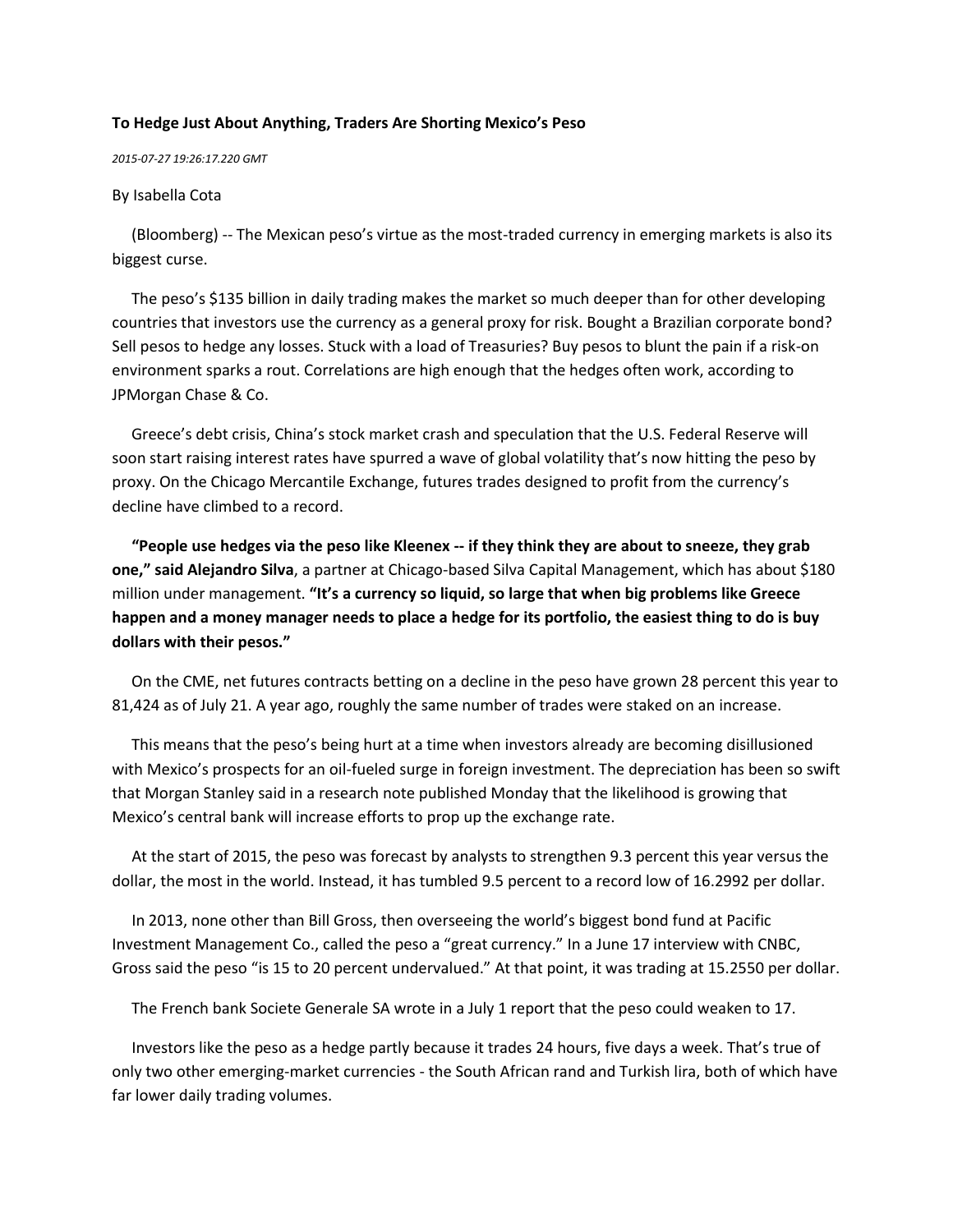**To Hedge Just About Anything, Traders Are Shorting Mexico's Peso**

*2015-07-27 19:26:17.220 GMT*

By Isabella Cota

(Bloomberg) -- The Mexican peso's virtue as the most-traded currency in emerging markets is also its biggest curse.

The peso's $135 billion in daily trading makes the market so much deeper than for other developing countries that investors use the currency as a general proxy for risk. Bought a Brazilian corporate bond? Sell pesos to hedge any losses. Stuck with a load of Treasuries? Buy pesos to blunt the pain if a risk-on environment sparks a rout. Correlations are high enough that the hedges often work, according to JPMorgan Chase & Co.

Greece's debt crisis, China's stock market crash and speculation that the U.S. Federal Reserve will soon start raising interest rates have spurred a wave of global volatility that's now hitting the peso by proxy. On the Chicago Mercantile Exchange, futures trades designed to profit from the currency's decline have climbed to a record.

**"People use hedges via the peso like Kleenex -- if they think they are about to sneeze, they grab one," said Alejandro Silva**, a partner at Chicago-based Silva Capital Management, which has about $180 million under management. **"It's a currency so liquid, so large that when big problems like Greece happen and a money manager needs to place a hedge for its portfolio, the easiest thing to do is buy dollars with their pesos."**

On the CME, net futures contracts betting on a decline in the peso have grown 28 percent this year to 81,424 as of July 21. A year ago, roughly the same number of trades were staked on an increase.

This means that the peso's being hurt at a time when investors already are becoming disillusioned with Mexico's prospects for an oil-fueled surge in foreign investment. The depreciation has been so swift that Morgan Stanley said in a research note published Monday that the likelihood is growing that Mexico's central bank will increase efforts to prop up the exchange rate.

At the start of 2015, the peso was forecast by analysts to strengthen 9.3 percent this year versus the dollar, the most in the world. Instead, it has tumbled 9.5 percent to a record low of 16.2992 per dollar.

In 2013, none other than Bill Gross, then overseeing the world's biggest bond fund at Pacific Investment Management Co., called the peso a "great currency." In a June 17 interview with CNBC, Gross said the peso "is 15 to 20 percent undervalued." At that point, it was trading at 15.2550 per dollar.

The French bank Societe Generale SA wrote in a July 1 report that the peso could weaken to 17.

Investors like the peso as a hedge partly because it trades 24 hours, five days a week. That's true of only two other emerging-market currencies - the South African rand and Turkish lira, both of which have far lower daily trading volumes.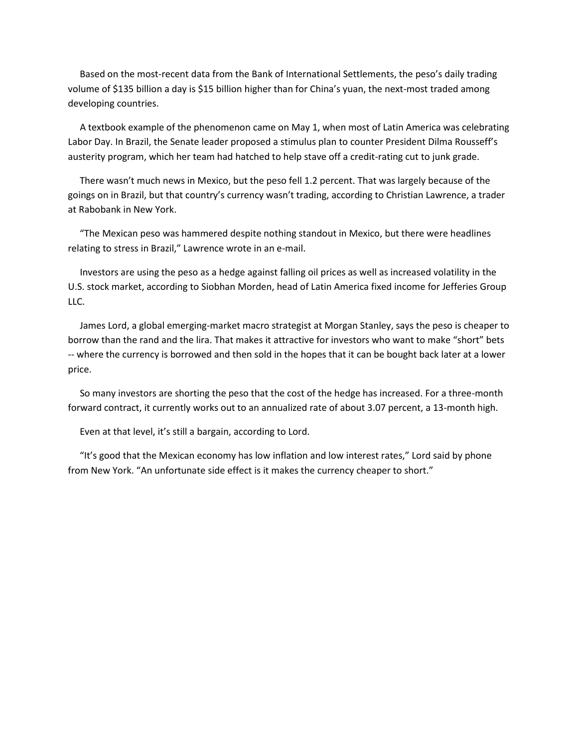Based on the most-recent data from the Bank of International Settlements, the peso's daily trading volume of $135 billion a day is $15 billion higher than for China's yuan, the next-most traded among developing countries.

A textbook example of the phenomenon came on May 1, when most of Latin America was celebrating Labor Day. In Brazil, the Senate leader proposed a stimulus plan to counter President Dilma Rousseff's austerity program, which her team had hatched to help stave off a credit-rating cut to junk grade.

There wasn't much news in Mexico, but the peso fell 1.2 percent. That was largely because of the goings on in Brazil, but that country's currency wasn't trading, according to Christian Lawrence, a trader at Rabobank in New York.

"The Mexican peso was hammered despite nothing standout in Mexico, but there were headlines relating to stress in Brazil," Lawrence wrote in an e-mail.

Investors are using the peso as a hedge against falling oil prices as well as increased volatility in the U.S. stock market, according to Siobhan Morden, head of Latin America fixed income for Jefferies Group LLC.

James Lord, a global emerging-market macro strategist at Morgan Stanley, says the peso is cheaper to borrow than the rand and the lira. That makes it attractive for investors who want to make "short" bets -- where the currency is borrowed and then sold in the hopes that it can be bought back later at a lower price.

So many investors are shorting the peso that the cost of the hedge has increased. For a three-month forward contract, it currently works out to an annualized rate of about 3.07 percent, a 13-month high.

Even at that level, it's still a bargain, according to Lord.

"It's good that the Mexican economy has low inflation and low interest rates," Lord said by phone from New York. "An unfortunate side effect is it makes the currency cheaper to short."